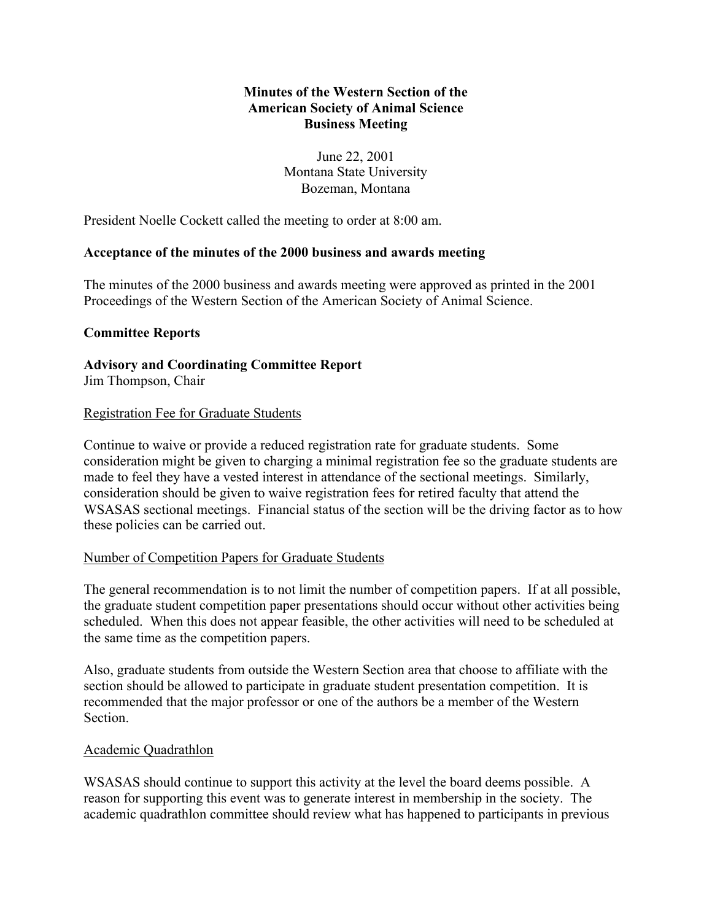# Minutes of the Western Section of the American Society of Animal Science Business Meeting

June 22, 2001
Montana State University
Bozeman, Montana

President Noelle Cockett called the meeting to order at 8:00 am.

## Acceptance of the minutes of the 2000 business and awards meeting

The minutes of the 2000 business and awards meeting were approved as printed in the 2001 Proceedings of the Western Section of the American Society of Animal Science.

## Committee Reports

### Advisory and Coordinating Committee Report

Jim Thompson, Chair

Registration Fee for Graduate Students

Continue to waive or provide a reduced registration rate for graduate students. Some consideration might be given to charging a minimal registration fee so the graduate students are made to feel they have a vested interest in attendance of the sectional meetings. Similarly, consideration should be given to waive registration fees for retired faculty that attend the WSASAS sectional meetings. Financial status of the section will be the driving factor as to how these policies can be carried out.

Number of Competition Papers for Graduate Students

The general recommendation is to not limit the number of competition papers. If at all possible, the graduate student competition paper presentations should occur without other activities being scheduled. When this does not appear feasible, the other activities will need to be scheduled at the same time as the competition papers.

Also, graduate students from outside the Western Section area that choose to affiliate with the section should be allowed to participate in graduate student presentation competition. It is recommended that the major professor or one of the authors be a member of the Western Section.

Academic Quadrathlon

WSASAS should continue to support this activity at the level the board deems possible. A reason for supporting this event was to generate interest in membership in the society. The academic quadrathlon committee should review what has happened to participants in previous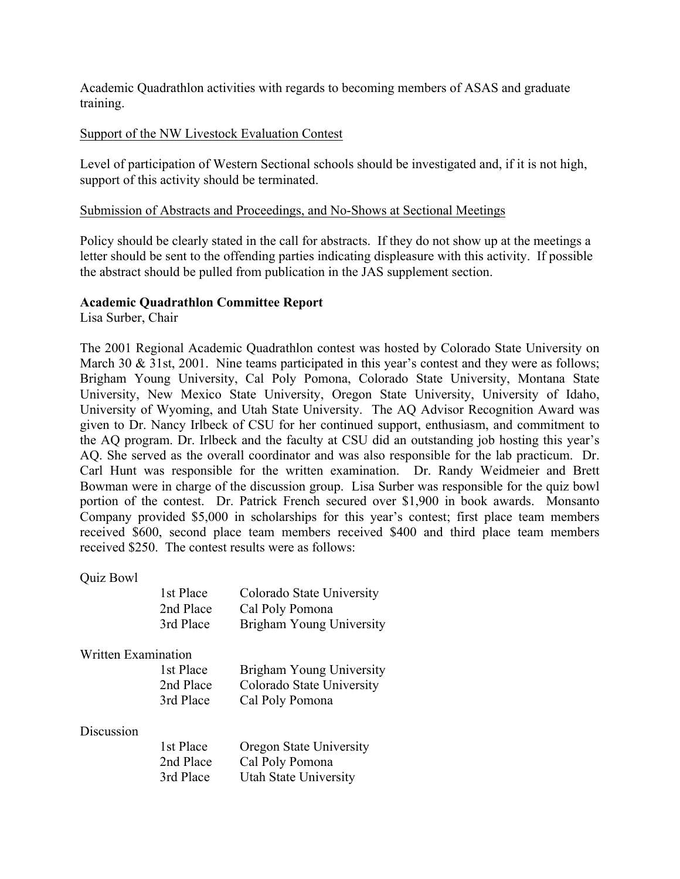Academic Quadrathlon activities with regards to becoming members of ASAS and graduate training.

Support of the NW Livestock Evaluation Contest

Level of participation of Western Sectional schools should be investigated and, if it is not high, support of this activity should be terminated.

Submission of Abstracts and Proceedings, and No-Shows at Sectional Meetings

Policy should be clearly stated in the call for abstracts. If they do not show up at the meetings a letter should be sent to the offending parties indicating displeasure with this activity. If possible the abstract should be pulled from publication in the JAS supplement section.

**Academic Quadrathlon Committee Report**
Lisa Surber, Chair

The 2001 Regional Academic Quadrathlon contest was hosted by Colorado State University on March 30 & 31st, 2001. Nine teams participated in this year's contest and they were as follows; Brigham Young University, Cal Poly Pomona, Colorado State University, Montana State University, New Mexico State University, Oregon State University, University of Idaho, University of Wyoming, and Utah State University. The AQ Advisor Recognition Award was given to Dr. Nancy Irlbeck of CSU for her continued support, enthusiasm, and commitment to the AQ program. Dr. Irlbeck and the faculty at CSU did an outstanding job hosting this year's AQ. She served as the overall coordinator and was also responsible for the lab practicum. Dr. Carl Hunt was responsible for the written examination. Dr. Randy Weidmeier and Brett Bowman were in charge of the discussion group. Lisa Surber was responsible for the quiz bowl portion of the contest. Dr. Patrick French secured over $1,900 in book awards. Monsanto Company provided $5,000 in scholarships for this year's contest; first place team members received $600, second place team members received $400 and third place team members received $250. The contest results were as follows:

Quiz Bowl

| | |
|---|---|
| 1st Place | Colorado State University |
| 2nd Place | Cal Poly Pomona |
| 3rd Place | Brigham Young University |

Written Examination

| | |
|---|---|
| 1st Place | Brigham Young University |
| 2nd Place | Colorado State University |
| 3rd Place | Cal Poly Pomona |

Discussion

| | |
|---|---|
| 1st Place | Oregon State University |
| 2nd Place | Cal Poly Pomona |
| 3rd Place | Utah State University |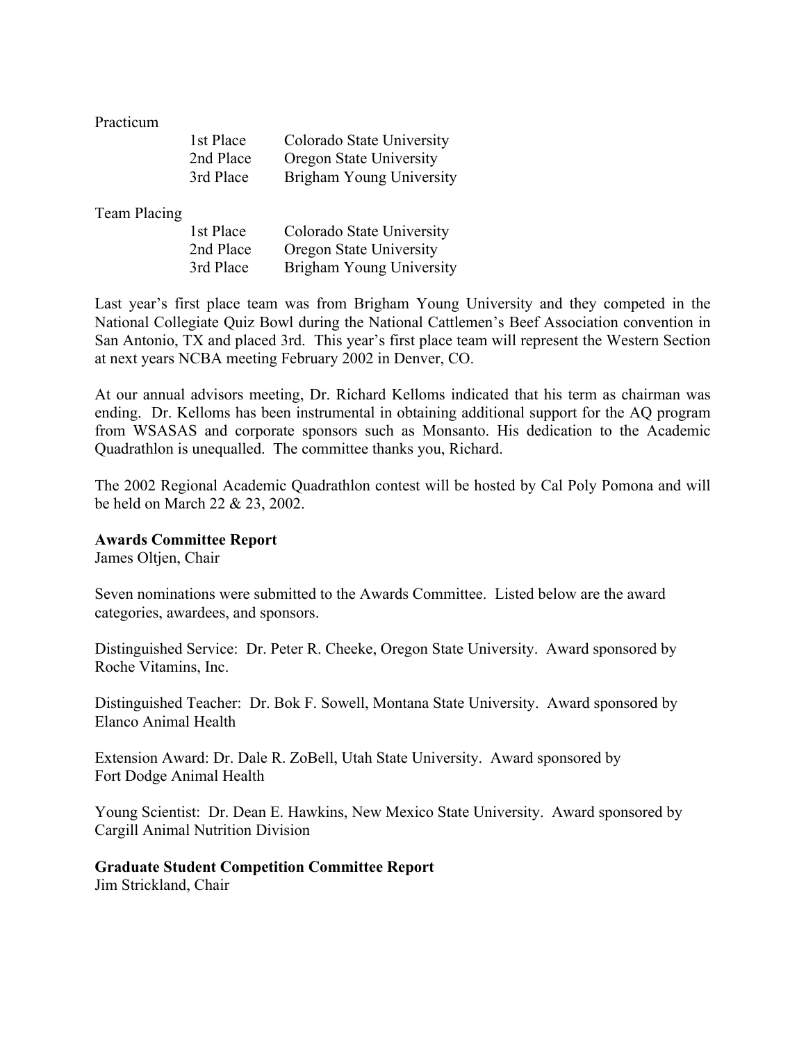Practicum

| | |
|---|---|
| 1st Place | Colorado State University |
| 2nd Place | Oregon State University |
| 3rd Place | Brigham Young University |

Team Placing

| | |
|---|---|
| 1st Place | Colorado State University |
| 2nd Place | Oregon State University |
| 3rd Place | Brigham Young University |

Last year's first place team was from Brigham Young University and they competed in the National Collegiate Quiz Bowl during the National Cattlemen's Beef Association convention in San Antonio, TX and placed 3rd. This year's first place team will represent the Western Section at next years NCBA meeting February 2002 in Denver, CO.

At our annual advisors meeting, Dr. Richard Kelloms indicated that his term as chairman was ending. Dr. Kelloms has been instrumental in obtaining additional support for the AQ program from WSASAS and corporate sponsors such as Monsanto. His dedication to the Academic Quadrathlon is unequalled. The committee thanks you, Richard.

The 2002 Regional Academic Quadrathlon contest will be hosted by Cal Poly Pomona and will be held on March 22 & 23, 2002.

**Awards Committee Report**
James Oltjen, Chair

Seven nominations were submitted to the Awards Committee. Listed below are the award categories, awardees, and sponsors.

Distinguished Service: Dr. Peter R. Cheeke, Oregon State University. Award sponsored by Roche Vitamins, Inc.

Distinguished Teacher: Dr. Bok F. Sowell, Montana State University. Award sponsored by Elanco Animal Health

Extension Award: Dr. Dale R. ZoBell, Utah State University. Award sponsored by Fort Dodge Animal Health

Young Scientist: Dr. Dean E. Hawkins, New Mexico State University. Award sponsored by Cargill Animal Nutrition Division

**Graduate Student Competition Committee Report**
Jim Strickland, Chair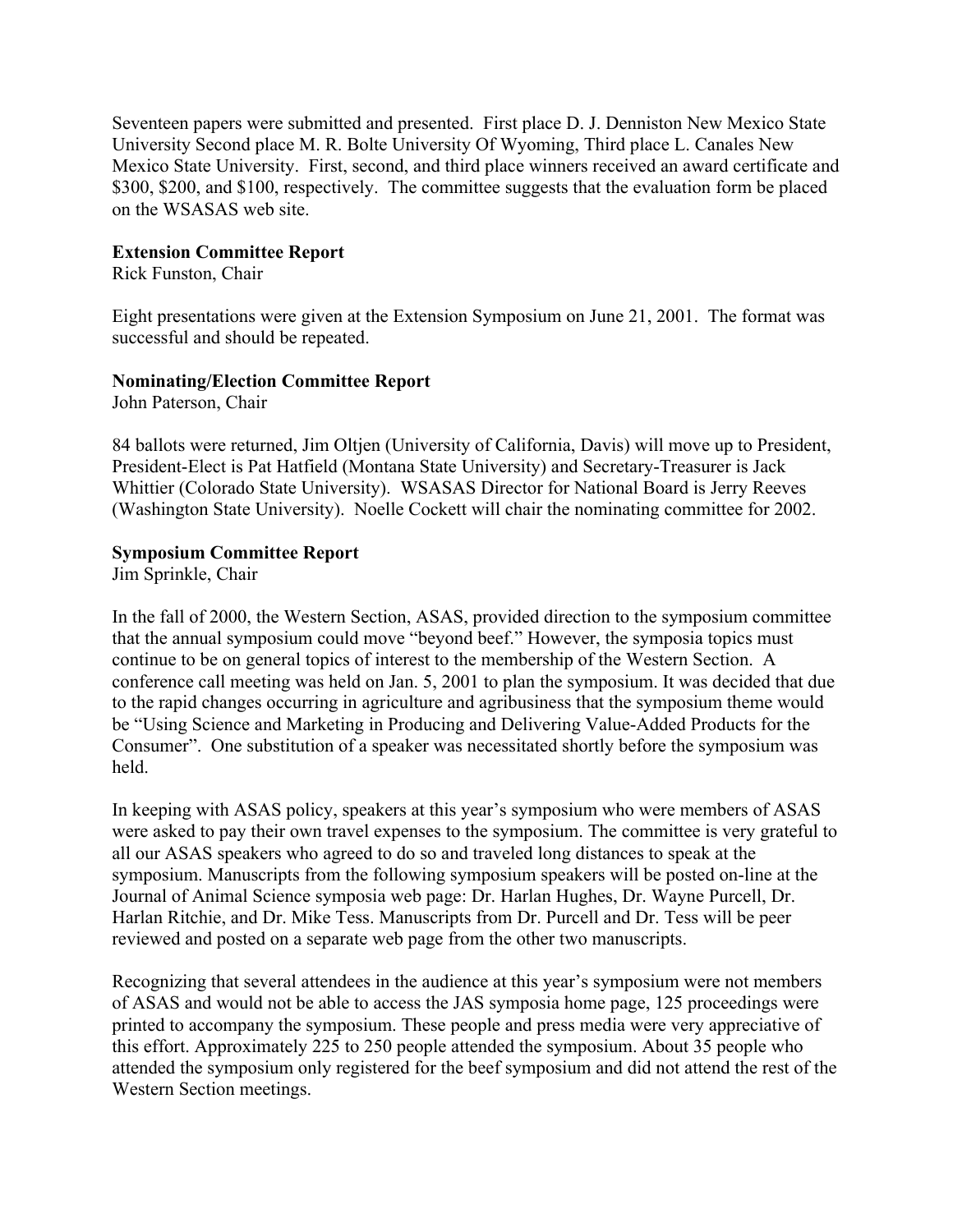Seventeen papers were submitted and presented. First place D. J. Denniston New Mexico State University Second place M. R. Bolte University Of Wyoming, Third place L. Canales New Mexico State University. First, second, and third place winners received an award certificate and $300, $200, and $100, respectively. The committee suggests that the evaluation form be placed on the WSASAS web site.

**Extension Committee Report**
Rick Funston, Chair

Eight presentations were given at the Extension Symposium on June 21, 2001. The format was successful and should be repeated.

**Nominating/Election Committee Report**
John Paterson, Chair

84 ballots were returned, Jim Oltjen (University of California, Davis) will move up to President, President-Elect is Pat Hatfield (Montana State University) and Secretary-Treasurer is Jack Whittier (Colorado State University). WSASAS Director for National Board is Jerry Reeves (Washington State University). Noelle Cockett will chair the nominating committee for 2002.

**Symposium Committee Report**
Jim Sprinkle, Chair

In the fall of 2000, the Western Section, ASAS, provided direction to the symposium committee that the annual symposium could move "beyond beef." However, the symposia topics must continue to be on general topics of interest to the membership of the Western Section. A conference call meeting was held on Jan. 5, 2001 to plan the symposium. It was decided that due to the rapid changes occurring in agriculture and agribusiness that the symposium theme would be "Using Science and Marketing in Producing and Delivering Value-Added Products for the Consumer". One substitution of a speaker was necessitated shortly before the symposium was held.

In keeping with ASAS policy, speakers at this year's symposium who were members of ASAS were asked to pay their own travel expenses to the symposium. The committee is very grateful to all our ASAS speakers who agreed to do so and traveled long distances to speak at the symposium. Manuscripts from the following symposium speakers will be posted on-line at the Journal of Animal Science symposia web page: Dr. Harlan Hughes, Dr. Wayne Purcell, Dr. Harlan Ritchie, and Dr. Mike Tess. Manuscripts from Dr. Purcell and Dr. Tess will be peer reviewed and posted on a separate web page from the other two manuscripts.

Recognizing that several attendees in the audience at this year's symposium were not members of ASAS and would not be able to access the JAS symposia home page, 125 proceedings were printed to accompany the symposium. These people and press media were very appreciative of this effort. Approximately 225 to 250 people attended the symposium. About 35 people who attended the symposium only registered for the beef symposium and did not attend the rest of the Western Section meetings.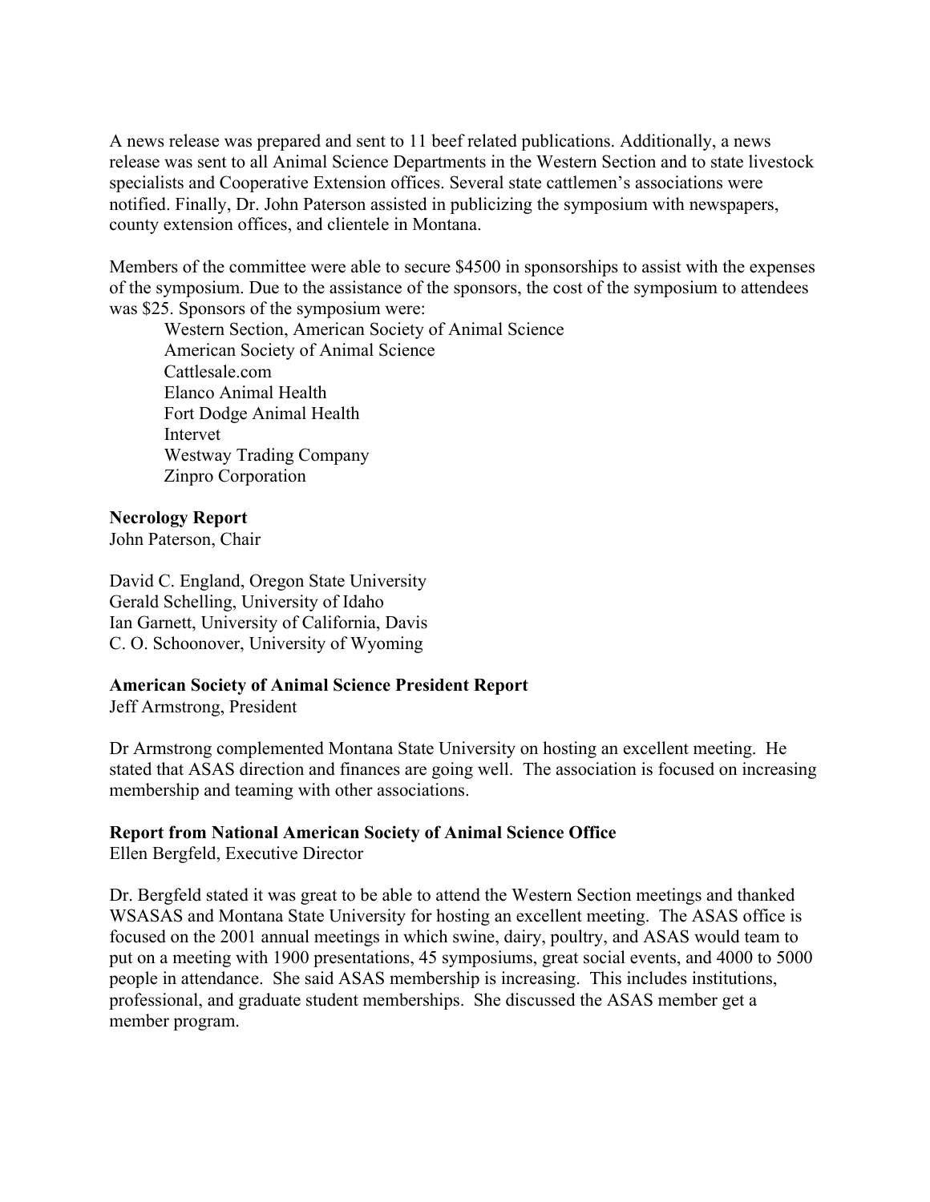A news release was prepared and sent to 11 beef related publications. Additionally, a news release was sent to all Animal Science Departments in the Western Section and to state livestock specialists and Cooperative Extension offices. Several state cattlemen's associations were notified. Finally, Dr. John Paterson assisted in publicizing the symposium with newspapers, county extension offices, and clientele in Montana.

Members of the committee were able to secure $4500 in sponsorships to assist with the expenses of the symposium. Due to the assistance of the sponsors, the cost of the symposium to attendees was $25. Sponsors of the symposium were:

- Western Section, American Society of Animal Science
- American Society of Animal Science
- Cattlesale.com
- Elanco Animal Health
- Fort Dodge Animal Health
- Intervet
- Westway Trading Company
- Zinpro Corporation

**Necrology Report**
John Paterson, Chair

David C. England, Oregon State University
Gerald Schelling, University of Idaho
Ian Garnett, University of California, Davis
C. O. Schoonover, University of Wyoming

**American Society of Animal Science President Report**
Jeff Armstrong, President

Dr Armstrong complemented Montana State University on hosting an excellent meeting. He stated that ASAS direction and finances are going well. The association is focused on increasing membership and teaming with other associations.

**Report from National American Society of Animal Science Office**
Ellen Bergfeld, Executive Director

Dr. Bergfeld stated it was great to be able to attend the Western Section meetings and thanked WSASAS and Montana State University for hosting an excellent meeting. The ASAS office is focused on the 2001 annual meetings in which swine, dairy, poultry, and ASAS would team to put on a meeting with 1900 presentations, 45 symposiums, great social events, and 4000 to 5000 people in attendance. She said ASAS membership is increasing. This includes institutions, professional, and graduate student memberships. She discussed the ASAS member get a member program.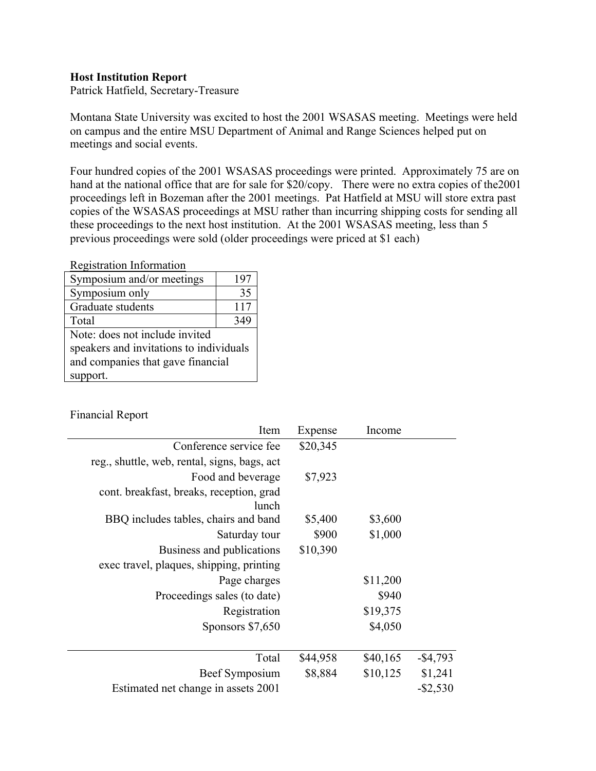**Host Institution Report**
Patrick Hatfield, Secretary-Treasure

Montana State University was excited to host the 2001 WSASAS meeting. Meetings were held on campus and the entire MSU Department of Animal and Range Sciences helped put on meetings and social events.

Four hundred copies of the 2001 WSASAS proceedings were printed. Approximately 75 are on hand at the national office that are for sale for $20/copy. There were no extra copies of the2001 proceedings left in Bozeman after the 2001 meetings. Pat Hatfield at MSU will store extra past copies of the WSASAS proceedings at MSU rather than incurring shipping costs for sending all these proceedings to the next host institution. At the 2001 WSASAS meeting, less than 5 previous proceedings were sold (older proceedings were priced at $1 each)

Registration Information

| | |
|---|---|
| Symposium and/or meetings | 197 |
| Symposium only | 35 |
| Graduate students | 117 |
| Total | 349 |
| Note: does not include invited speakers and invitations to individuals and companies that gave financial support. | |

Financial Report

| Item | Expense | Income | |
|---|---|---|---|
| Conference service fee | $20,345 | | |
| reg., shuttle, web, rental, signs, bags, act | | | |
| Food and beverage | $7,923 | | |
| cont. breakfast, breaks, reception, grad lunch | | | |
| BBQ includes tables, chairs and band | $5,400 | $3,600 | |
| Saturday tour | $900 | $1,000 | |
| Business and publications | $10,390 | | |
| exec travel, plaques, shipping, printing | | | |
| Page charges | | $11,200 | |
| Proceedings sales (to date) | | $940 | |
| Registration | | $19,375 | |
| Sponsors $7,650 | | $4,050 | |
| Total | $44,958 | $40,165 | -$4,793 |
| Beef Symposium | $8,884 | $10,125 | $1,241 |
| Estimated net change in assets 2001 | | | -$2,530 |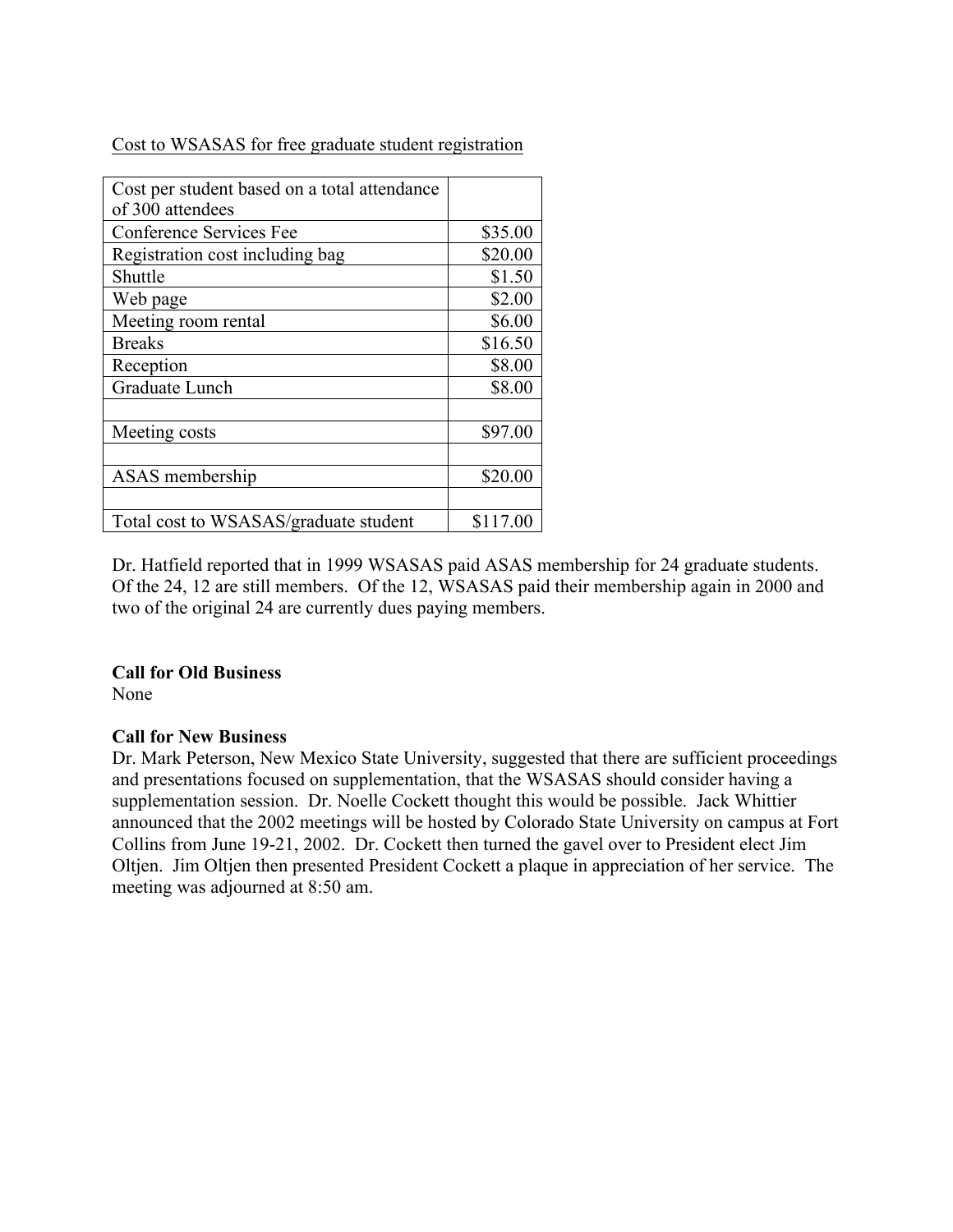Cost to WSASAS for free graduate student registration

| | |
|---|---|
| Cost per student based on a total attendance of 300 attendees | |
| Conference Services Fee | $35.00 |
| Registration cost including bag | $20.00 |
| Shuttle | $1.50 |
| Web page | $2.00 |
| Meeting room rental | $6.00 |
| Breaks | $16.50 |
| Reception | $8.00 |
| Graduate Lunch | $8.00 |
| | |
| Meeting costs | $97.00 |
| | |
| ASAS membership | $20.00 |
| | |
| Total cost to WSASAS/graduate student | $117.00 |

Dr. Hatfield reported that in 1999 WSASAS paid ASAS membership for 24 graduate students. Of the 24, 12 are still members. Of the 12, WSASAS paid their membership again in 2000 and two of the original 24 are currently dues paying members.

**Call for Old Business**
None

**Call for New Business**
Dr. Mark Peterson, New Mexico State University, suggested that there are sufficient proceedings and presentations focused on supplementation, that the WSASAS should consider having a supplementation session. Dr. Noelle Cockett thought this would be possible. Jack Whittier announced that the 2002 meetings will be hosted by Colorado State University on campus at Fort Collins from June 19-21, 2002. Dr. Cockett then turned the gavel over to President elect Jim Oltjen. Jim Oltjen then presented President Cockett a plaque in appreciation of her service. The meeting was adjourned at 8:50 am.